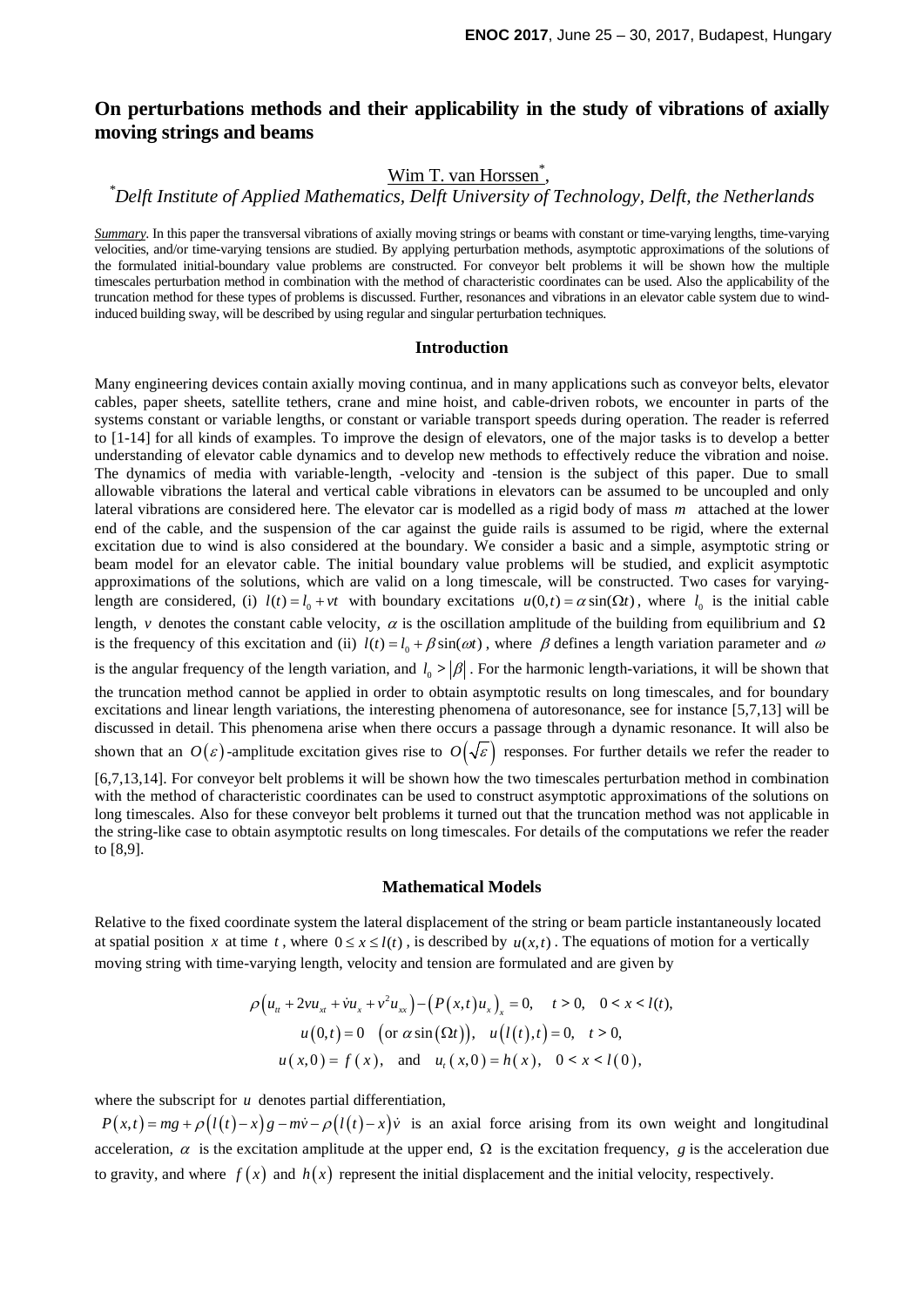# On perturbations methods and their applicability in the study of vibrations of axially moving strings and beams

Wim T. van Horssen[*],

[*]*Delft Institute of Applied Mathematics, Delft University of Technology, Delft, the Netherlands*

*Summary*. In this paper the transversal vibrations of axially moving strings or beams with constant or time-varying lengths, time-varying velocities, and/or time-varying tensions are studied. By applying perturbation methods, asymptotic approximations of the solutions of the formulated initial-boundary value problems are constructed. For conveyor belt problems it will be shown how the multiple timescales perturbation method in combination with the method of characteristic coordinates can be used. Also the applicability of the truncation method for these types of problems is discussed. Further, resonances and vibrations in an elevator cable system due to wind-induced building sway, will be described by using regular and singular perturbation techniques.

## Introduction

Many engineering devices contain axially moving continua, and in many applications such as conveyor belts, elevator cables, paper sheets, satellite tethers, crane and mine hoist, and cable-driven robots, we encounter in parts of the systems constant or variable lengths, or constant or variable transport speeds during operation. The reader is referred to [1-14] for all kinds of examples. To improve the design of elevators, one of the major tasks is to develop a better understanding of elevator cable dynamics and to develop new methods to effectively reduce the vibration and noise. The dynamics of media with variable-length, -velocity and -tension is the subject of this paper. Due to small allowable vibrations the lateral and vertical cable vibrations in elevators can be assumed to be uncoupled and only lateral vibrations are considered here. The elevator car is modelled as a rigid body of mass $m$ attached at the lower end of the cable, and the suspension of the car against the guide rails is assumed to be rigid, where the external excitation due to wind is also considered at the boundary. We consider a basic and a simple, asymptotic string or beam model for an elevator cable. The initial boundary value problems will be studied, and explicit asymptotic approximations of the solutions, which are valid on a long timescale, will be constructed. Two cases for varying-length are considered, (i) $l(t) = l_0 + vt$ with boundary excitations $u(0,t) = \alpha \sin(\Omega t)$, where $l_0$ is the initial cable length, $v$ denotes the constant cable velocity, $\alpha$ is the oscillation amplitude of the building from equilibrium and $\Omega$ is the frequency of this excitation and (ii) $l(t) = l_0 + \beta \sin(\omega t)$, where $\beta$ defines a length variation parameter and $\omega$ is the angular frequency of the length variation, and $l_0 > |\beta|$. For the harmonic length-variations, it will be shown that the truncation method cannot be applied in order to obtain asymptotic results on long timescales, and for boundary excitations and linear length variations, the interesting phenomena of autoresonance, see for instance [5,7,13] will be discussed in detail. This phenomena arise when there occurs a passage through a dynamic resonance. It will also be shown that an $O(\varepsilon)$-amplitude excitation gives rise to $O(\sqrt{\varepsilon})$ responses. For further details we refer the reader to [6,7,13,14]. For conveyor belt problems it will be shown how the two timescales perturbation method in combination with the method of characteristic coordinates can be used to construct asymptotic approximations of the solutions on long timescales. Also for these conveyor belt problems it turned out that the truncation method was not applicable in the string-like case to obtain asymptotic results on long timescales. For details of the computations we refer the reader to [8,9].

## Mathematical Models

Relative to the fixed coordinate system the lateral displacement of the string or beam particle instantaneously located at spatial position $x$ at time $t$, where $0 \le x \le l(t)$, is described by $u(x,t)$. The equations of motion for a vertically moving string with time-varying length, velocity and tension are formulated and are given by

$$\rho\left(u_{tt} + 2vu_{xt} + \dot{v}u_x + v^2 u_{xx}\right) - \left(P(x,t)u_x\right)_x = 0, \quad t > 0, \quad 0 < x < l(t),$$

$$u(0,t) = 0 \quad \left(\text{or } \alpha \sin(\Omega t)\right), \quad u\left(l(t),t\right) = 0, \quad t > 0,$$

$$u(x,0) = f(x), \quad \text{and} \quad u_t(x,0) = h(x), \quad 0 < x < l(0),$$

where the subscript for $u$ denotes partial differentiation,

$P(x,t) = mg + \rho\left(l(t) - x\right)g - m\dot{v} - \rho\left(l(t) - x\right)\dot{v}$ is an axial force arising from its own weight and longitudinal acceleration, $\alpha$ is the excitation amplitude at the upper end, $\Omega$ is the excitation frequency, $g$ is the acceleration due to gravity, and where $f(x)$ and $h(x)$ represent the initial displacement and the initial velocity, respectively.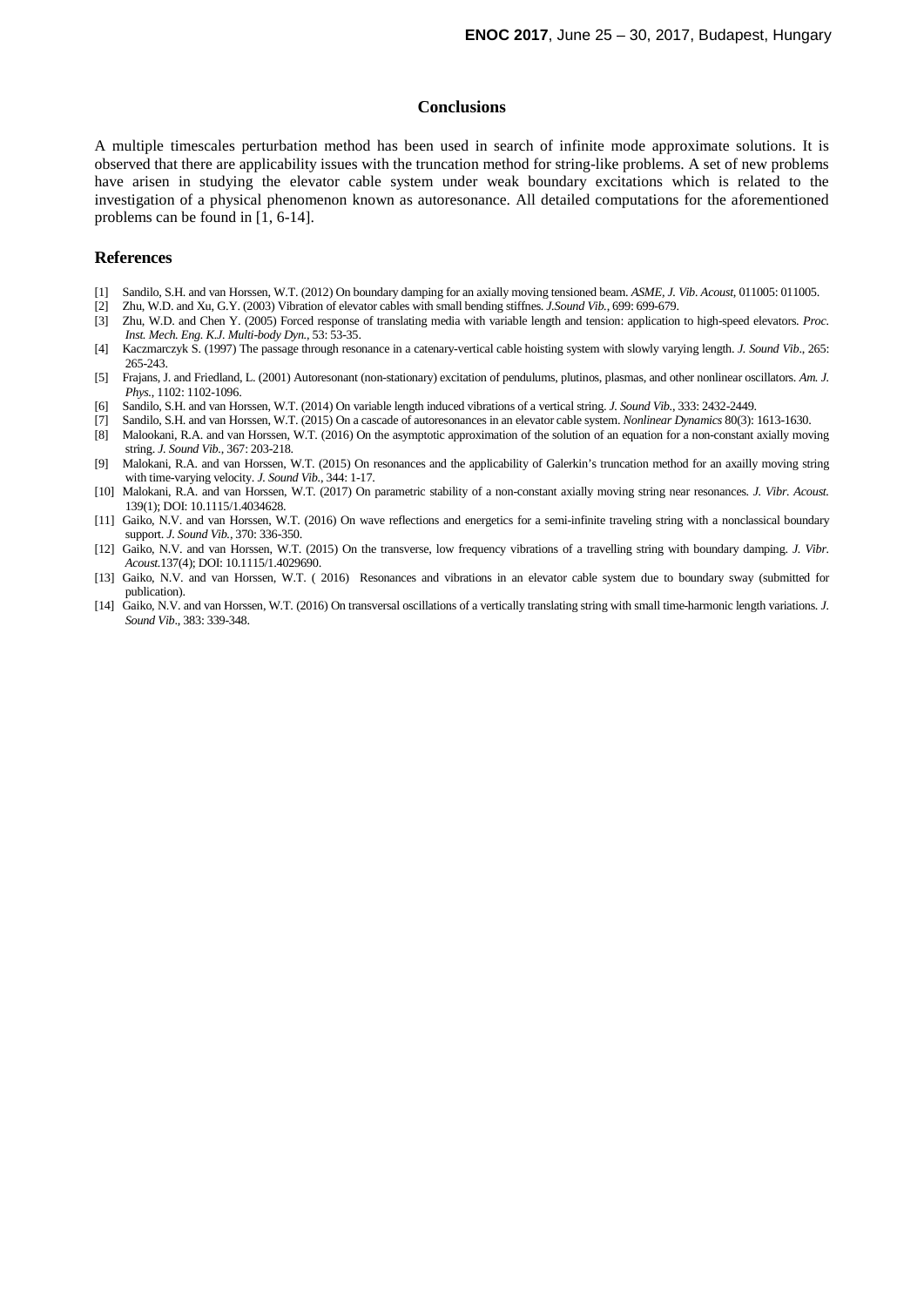## Conclusions

A multiple timescales perturbation method has been used in search of infinite mode approximate solutions. It is observed that there are applicability issues with the truncation method for string-like problems. A set of new problems have arisen in studying the elevator cable system under weak boundary excitations which is related to the investigation of a physical phenomenon known as autoresonance. All detailed computations for the aforementioned problems can be found in [1, 6-14].

## References

[1] Sandilo, S.H. and van Horssen, W.T. (2012) On boundary damping for an axially moving tensioned beam. *ASME, J. Vib. Acoust*, 011005: 011005.

[2] Zhu, W.D. and Xu, G.Y. (2003) Vibration of elevator cables with small bending stiffnes. *J.Sound Vib.*, 699: 699-679.

[3] Zhu, W.D. and Chen Y. (2005) Forced response of translating media with variable length and tension: application to high-speed elevators. *Proc. Inst. Mech. Eng. K.J. Multi-body Dyn.*, 53: 53-35.

[4] Kaczmarczyk S. (1997) The passage through resonance in a catenary-vertical cable hoisting system with slowly varying length. *J. Sound Vib.*, 265: 265-243.

[5] Frajans, J. and Friedland, L. (2001) Autoresonant (non-stationary) excitation of pendulums, plutinos, plasmas, and other nonlinear oscillators. *Am. J. Phys.*, 1102: 1102-1096.

[6] Sandilo, S.H. and van Horssen, W.T. (2014) On variable length induced vibrations of a vertical string. *J. Sound Vib.*, 333: 2432-2449.

[7] Sandilo, S.H. and van Horssen, W.T. (2015) On a cascade of autoresonances in an elevator cable system. *Nonlinear Dynamics* 80(3): 1613-1630.

[8] Malookani, R.A. and van Horssen, W.T. (2016) On the asymptotic approximation of the solution of an equation for a non-constant axially moving string. *J. Sound Vib.*, 367: 203-218.

[9] Malokani, R.A. and van Horssen, W.T. (2015) On resonances and the applicability of Galerkin's truncation method for an axailly moving string with time-varying velocity. *J. Sound Vib.*, 344: 1-17.

[10] Malokani, R.A. and van Horssen, W.T. (2017) On parametric stability of a non-constant axially moving string near resonances. *J. Vibr. Acoust.* 139(1); DOI: 10.1115/1.4034628.

[11] Gaiko, N.V. and van Horssen, W.T. (2016) On wave reflections and energetics for a semi-infinite traveling string with a nonclassical boundary support. *J. Sound Vib.*, 370: 336-350.

[12] Gaiko, N.V. and van Horssen, W.T. (2015) On the transverse, low frequency vibrations of a travelling string with boundary damping. *J. Vibr. Acoust.*137(4); DOI: 10.1115/1.4029690.

[13] Gaiko, N.V. and van Horssen, W.T. ( 2016) Resonances and vibrations in an elevator cable system due to boundary sway (submitted for publication).

[14] Gaiko, N.V. and van Horssen, W.T. (2016) On transversal oscillations of a vertically translating string with small time-harmonic length variations. *J. Sound Vib.*, 383: 339-348.